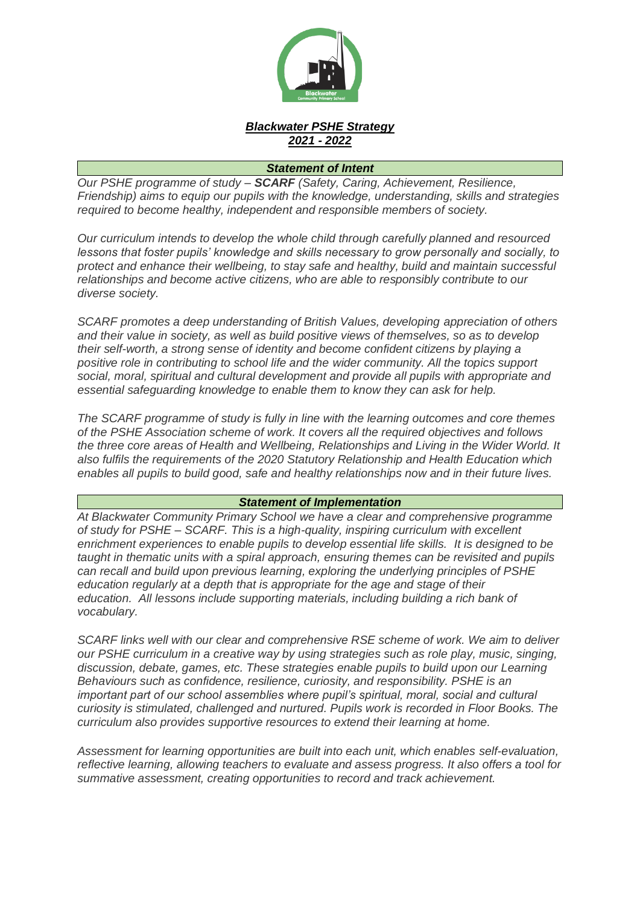# ***Blackwater PSHE Strategy***
## ***2021 - 2022***

### ***Statement of Intent***

*Our PSHE programme of study – **SCARF** (Safety, Caring, Achievement, Resilience, Friendship) aims to equip our pupils with the knowledge, understanding, skills and strategies required to become healthy, independent and responsible members of society.*

*Our curriculum intends to develop the whole child through carefully planned and resourced lessons that foster pupils' knowledge and skills necessary to grow personally and socially, to protect and enhance their wellbeing, to stay safe and healthy, build and maintain successful relationships and become active citizens, who are able to responsibly contribute to our diverse society.*

*SCARF promotes a deep understanding of British Values, developing appreciation of others and their value in society, as well as build positive views of themselves, so as to develop their self-worth, a strong sense of identity and become confident citizens by playing a positive role in contributing to school life and the wider community. All the topics support social, moral, spiritual and cultural development and provide all pupils with appropriate and essential safeguarding knowledge to enable them to know they can ask for help.*

*The SCARF programme of study is fully in line with the learning outcomes and core themes of the PSHE Association scheme of work. It covers all the required objectives and follows the three core areas of Health and Wellbeing, Relationships and Living in the Wider World. It also fulfils the requirements of the 2020 Statutory Relationship and Health Education which enables all pupils to build good, safe and healthy relationships now and in their future lives.*

### ***Statement of Implementation***

*At Blackwater Community Primary School we have a clear and comprehensive programme of study for PSHE – SCARF. This is a high-quality, inspiring curriculum with excellent enrichment experiences to enable pupils to develop essential life skills. It is designed to be taught in thematic units with a spiral approach, ensuring themes can be revisited and pupils can recall and build upon previous learning, exploring the underlying principles of PSHE education regularly at a depth that is appropriate for the age and stage of their education. All lessons include supporting materials, including building a rich bank of vocabulary.*

*SCARF links well with our clear and comprehensive RSE scheme of work. We aim to deliver our PSHE curriculum in a creative way by using strategies such as role play, music, singing, discussion, debate, games, etc. These strategies enable pupils to build upon our Learning Behaviours such as confidence, resilience, curiosity, and responsibility. PSHE is an important part of our school assemblies where pupil's spiritual, moral, social and cultural curiosity is stimulated, challenged and nurtured. Pupils work is recorded in Floor Books. The curriculum also provides supportive resources to extend their learning at home.*

*Assessment for learning opportunities are built into each unit, which enables self-evaluation, reflective learning, allowing teachers to evaluate and assess progress. It also offers a tool for summative assessment, creating opportunities to record and track achievement.*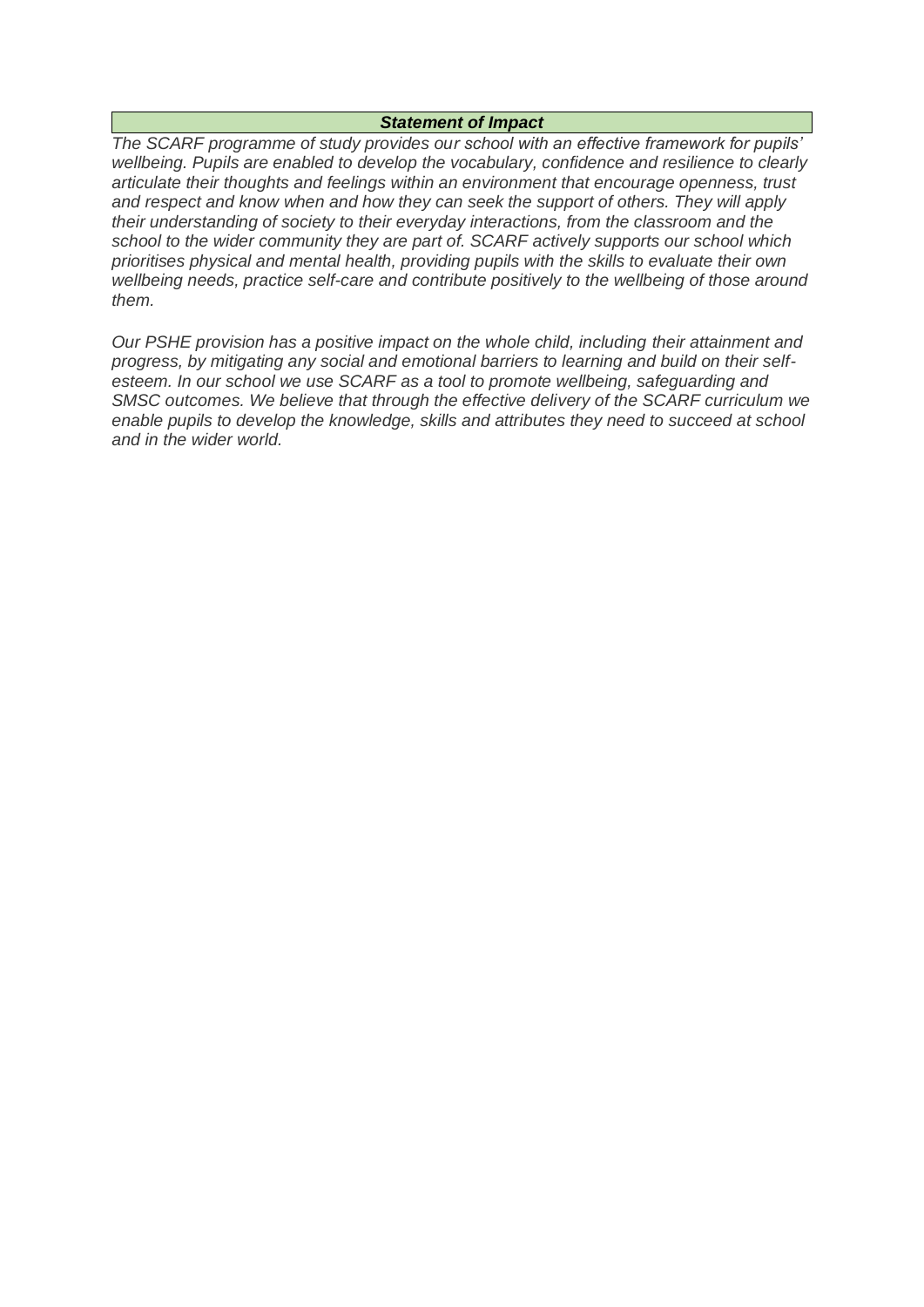***Statement of Impact***

*The SCARF programme of study provides our school with an effective framework for pupils' wellbeing. Pupils are enabled to develop the vocabulary, confidence and resilience to clearly articulate their thoughts and feelings within an environment that encourage openness, trust and respect and know when and how they can seek the support of others. They will apply their understanding of society to their everyday interactions, from the classroom and the school to the wider community they are part of. SCARF actively supports our school which prioritises physical and mental health, providing pupils with the skills to evaluate their own wellbeing needs, practice self-care and contribute positively to the wellbeing of those around them.*

*Our PSHE provision has a positive impact on the whole child, including their attainment and progress, by mitigating any social and emotional barriers to learning and build on their self-esteem. In our school we use SCARF as a tool to promote wellbeing, safeguarding and SMSC outcomes. We believe that through the effective delivery of the SCARF curriculum we enable pupils to develop the knowledge, skills and attributes they need to succeed at school and in the wider world.*